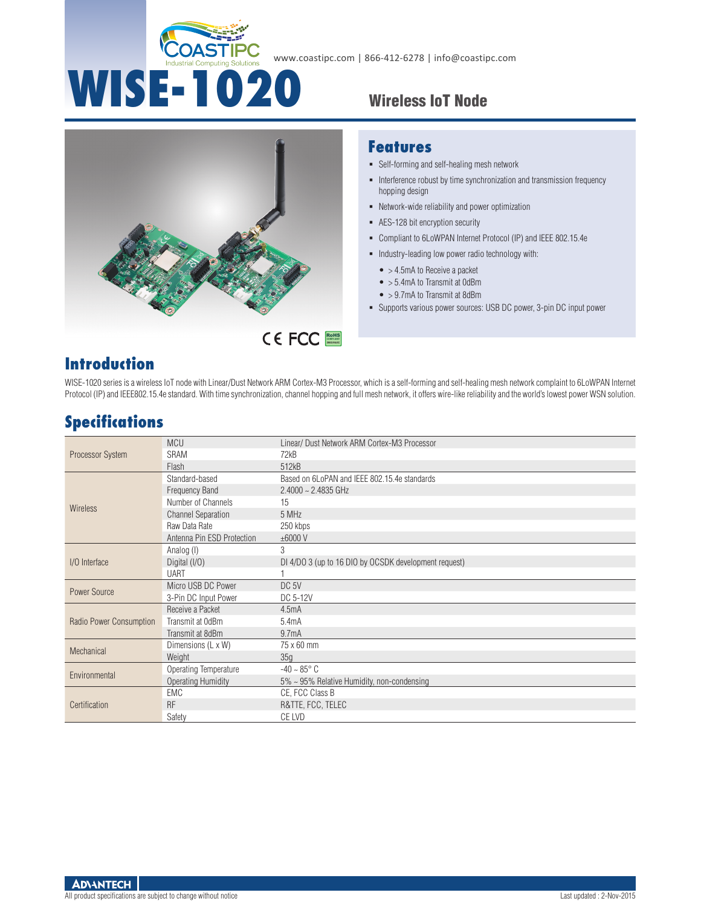# WISE-1020

www.coastipc.com | 866-412-6278 | info@coastipc.com

## Wireless IoT Node

## Features

- Self-forming and self-healing mesh network
- Interference robust by time synchronization and transmission frequency hopping design
- Network-wide reliability and power optimization
- AES-128 bit encryption security
- Compliant to 6LoWPAN Internet Protocol (IP) and IEEE 802.15.4e
- Industry-leading low power radio technology with:
  - > 4.5mA to Receive a packet
  - > 5.4mA to Transmit at 0dBm
  - > 9.7mA to Transmit at 8dBm
- Supports various power sources: USB DC power, 3-pin DC input power

CE FCC RoHS

## Introduction

WISE-1020 series is a wireless IoT node with Linear/Dust Network ARM Cortex-M3 Processor, which is a self-forming and self-healing mesh network complaint to 6LoWPAN Internet Protocol (IP) and IEEE802.15.4e standard. With time synchronization, channel hopping and full mesh network, it offers wire-like reliability and the world's lowest power WSN solution.

## Specifications

| Category | Item | Specification |
|---|---|---|
| Processor System | MCU | Linear/ Dust Network ARM Cortex-M3 Processor |
| | SRAM | 72kB |
| | Flash | 512kB |
| Wireless | Standard-based | Based on 6LoPAN and IEEE 802.15.4e standards |
| | Frequency Band | 2.4000 ~ 2.4835 GHz |
| | Number of Channels | 15 |
| | Channel Separation | 5 MHz |
| | Raw Data Rate | 250 kbps |
| | Antenna Pin ESD Protection | ±6000 V |
| I/O Interface | Analog (I) | 3 |
| | Digital (I/O) | DI 4/DO 3 (up to 16 DIO by OCSDK development request) |
| | UART | 1 |
| Power Source | Micro USB DC Power | DC 5V |
| | 3-Pin DC Input Power | DC 5-12V |
| Radio Power Consumption | Receive a Packet | 4.5mA |
| | Transmit at 0dBm | 5.4mA |
| | Transmit at 8dBm | 9.7mA |
| Mechanical | Dimensions (L x W) | 75 x 60 mm |
| | Weight | 35g |
| Environmental | Operating Temperature | -40 ~ 85° C |
| | Operating Humidity | 5% ~ 95% Relative Humidity, non-condensing |
| Certification | EMC | CE, FCC Class B |
| | RF | R&TTE, FCC, TELEC |
| | Safety | CE LVD |

All product specifications are subject to change without notice

Last updated : 2-Nov-2015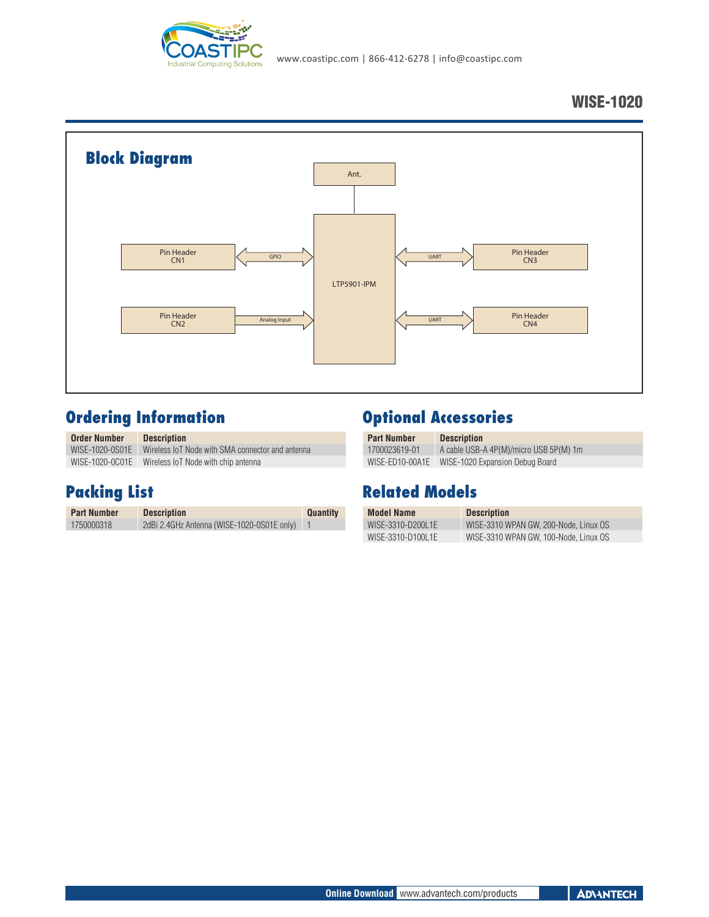## WISE-1020

## Block Diagram

Ant.

LTP5901-IPM

Pin Header CN1

GPIO

Pin Header CN2

Analog Input

UART

Pin Header CN3

UART

Pin Header CN4

## Ordering Information

| Order Number | Description |
|---|---|
| WISE-1020-0S01E | Wireless IoT Node with SMA connector and antenna |
| WISE-1020-0C01E | Wireless IoT Node with chip antenna |

## Packing List

| Part Number | Description | Quantity |
|---|---|---|
| 1750000318 | 2dBi 2.4GHz Antenna (WISE-1020-0S01E only) | 1 |

## Optional Accessories

| Part Number | Description |
|---|---|
| 1700023619-01 | A cable USB-A 4P(M)/micro USB 5P(M) 1m |
| WISE-ED10-00A1E | WISE-1020 Expansion Debug Board |

## Related Models

| Model Name | Description |
|---|---|
| WISE-3310-D200L1E | WISE-3310 WPAN GW, 200-Node, Linux OS |
| WISE-3310-D100L1E | WISE-3310 WPAN GW, 100-Node, Linux OS |

**Online Download** www.advantech.com/products